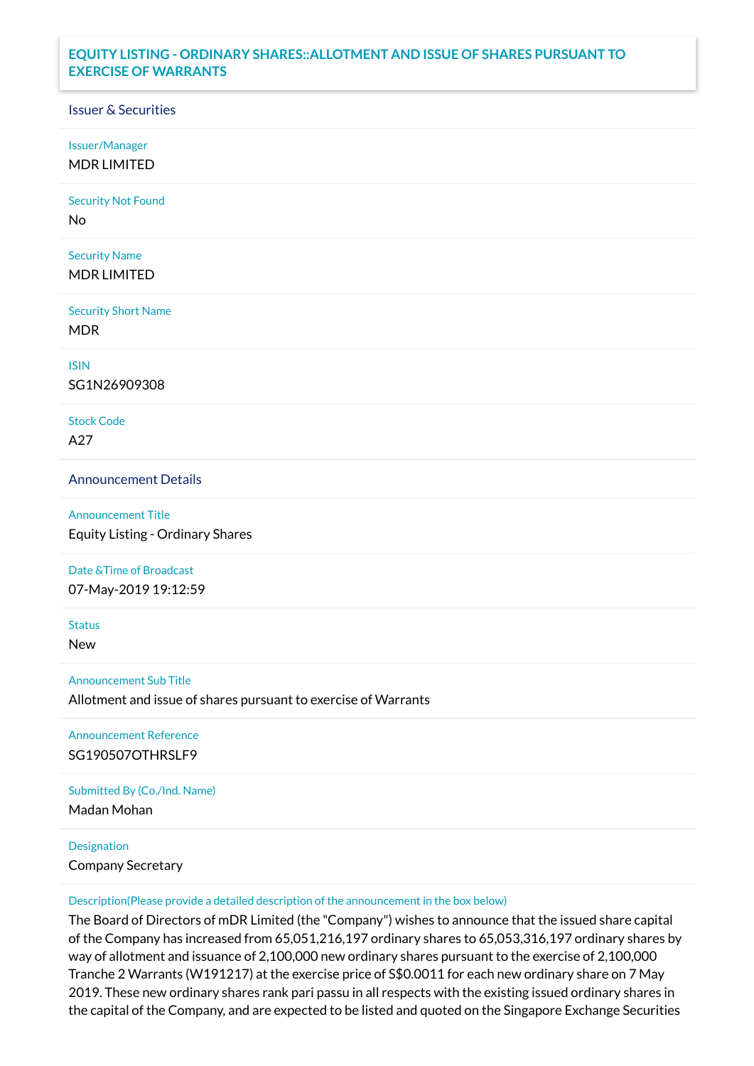# EQUITY LISTING - ORDINARY SHARES::ALLOTMENT AND ISSUE OF SHARES PURSUANT TO EXERCISE OF WARRANTS

## Issuer & Securities

**Issuer/Manager**
MDR LIMITED

**Security Not Found**
No

**Security Name**
MDR LIMITED

**Security Short Name**
MDR

**ISIN**
SG1N26909308

**Stock Code**
A27

## Announcement Details

**Announcement Title**
Equity Listing - Ordinary Shares

**Date &Time of Broadcast**
07-May-2019 19:12:59

**Status**
New

**Announcement Sub Title**
Allotment and issue of shares pursuant to exercise of Warrants

**Announcement Reference**
SG190507OTHRSLF9

**Submitted By (Co./Ind. Name)**
Madan Mohan

**Designation**
Company Secretary

**Description(Please provide a detailed description of the announcement in the box below)**
The Board of Directors of mDR Limited (the "Company") wishes to announce that the issued share capital of the Company has increased from 65,051,216,197 ordinary shares to 65,053,316,197 ordinary shares by way of allotment and issuance of 2,100,000 new ordinary shares pursuant to the exercise of 2,100,000 Tranche 2 Warrants (W191217) at the exercise price of S$0.0011 for each new ordinary share on 7 May 2019. These new ordinary shares rank pari passu in all respects with the existing issued ordinary shares in the capital of the Company, and are expected to be listed and quoted on the Singapore Exchange Securities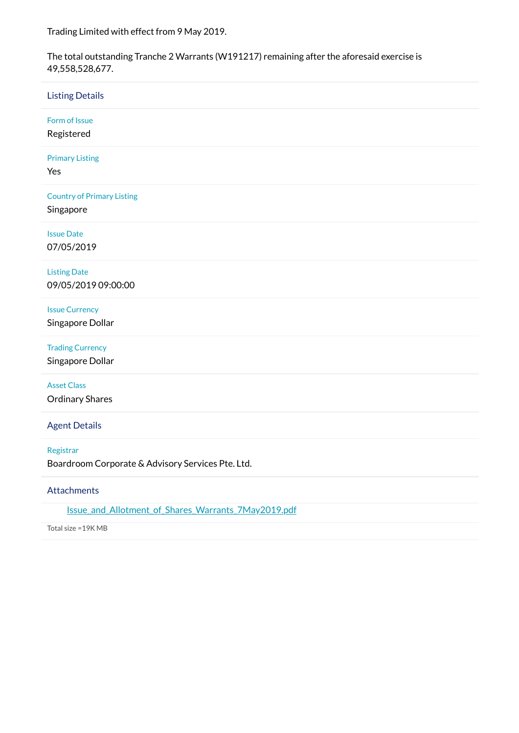Trading Limited with effect from 9 May 2019.

The total outstanding Tranche 2 Warrants (W191217) remaining after the aforesaid exercise is 49,558,528,677.

## Listing Details

Form of Issue
Registered

Primary Listing
Yes

Country of Primary Listing
Singapore

Issue Date
07/05/2019

Listing Date
09/05/2019 09:00:00

Issue Currency
Singapore Dollar

Trading Currency
Singapore Dollar

Asset Class
Ordinary Shares

## Agent Details

Registrar
Boardroom Corporate & Advisory Services Pte. Ltd.

## Attachments

Issue_and_Allotment_of_Shares_Warrants_7May2019.pdf

Total size =19K MB